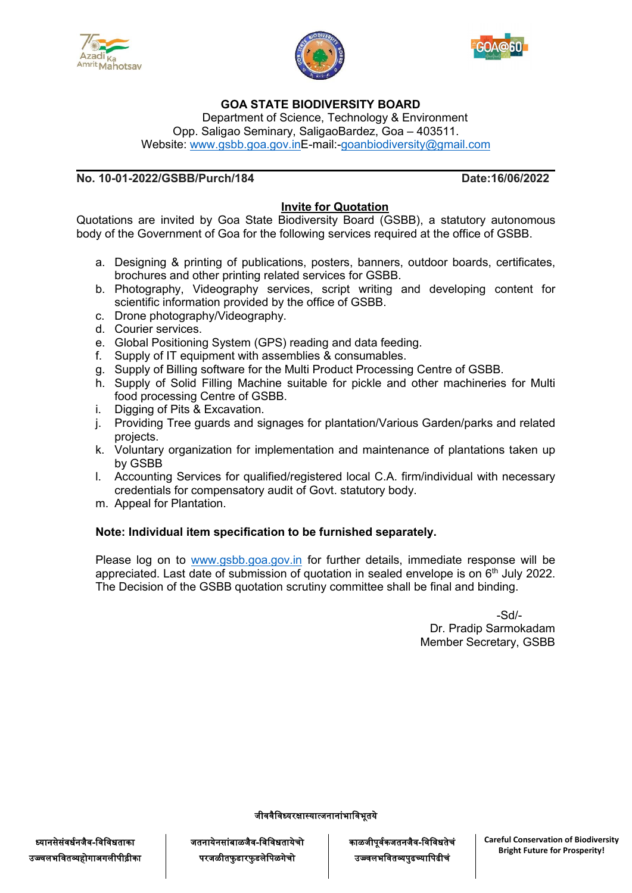**GOA STATE BIODIVERSITY BOARD**

Department of Science, Technology & Environment
Opp. Saligao Seminary, SaligaoBardez, Goa – 403511.
Website: www.gsbb.goa.gov.inE-mail:-goanbiodiversity@gmail.com

**No. 10-01-2022/GSBB/Purch/184** **Date:16/06/2022**

## Invite for Quotation

Quotations are invited by Goa State Biodiversity Board (GSBB), a statutory autonomous body of the Government of Goa for the following services required at the office of GSBB.

a. Designing & printing of publications, posters, banners, outdoor boards, certificates, brochures and other printing related services for GSBB.
b. Photography, Videography services, script writing and developing content for scientific information provided by the office of GSBB.
c. Drone photography/Videography.
d. Courier services.
e. Global Positioning System (GPS) reading and data feeding.
f. Supply of IT equipment with assemblies & consumables.
g. Supply of Billing software for the Multi Product Processing Centre of GSBB.
h. Supply of Solid Filling Machine suitable for pickle and other machineries for Multi food processing Centre of GSBB.
i. Digging of Pits & Excavation.
j. Providing Tree guards and signages for plantation/Various Garden/parks and related projects.
k. Voluntary organization for implementation and maintenance of plantations taken up by GSBB
l. Accounting Services for qualified/registered local C.A. firm/individual with necessary credentials for compensatory audit of Govt. statutory body.
m. Appeal for Plantation.

**Note: Individual item specification to be furnished separately.**

Please log on to www.gsbb.goa.gov.in for further details, immediate response will be appreciated. Last date of submission of quotation in sealed envelope is on 6th July 2022. The Decision of the GSBB quotation scrutiny committee shall be final and binding.

-Sd/-
Dr. Pradip Sarmokadam
Member Secretary, GSBB

जीववैविध्यरक्षास्यात्जनानांभाविभूतये

ध्यानसेसंवर्धनजैव-विविधताका उज्वलभवितव्यहोगाअगलीपीढ़ीका

जतनायेनसांबाळजैव-विविधतायेचो परजळीतफुडारफुडलेपिळगेचो

काळजीपूर्वकजतनजैव-विविधतेचं उज्वलभवितव्यपुढच्यापिढीचं

Careful Conservation of Biodiversity Bright Future for Prosperity!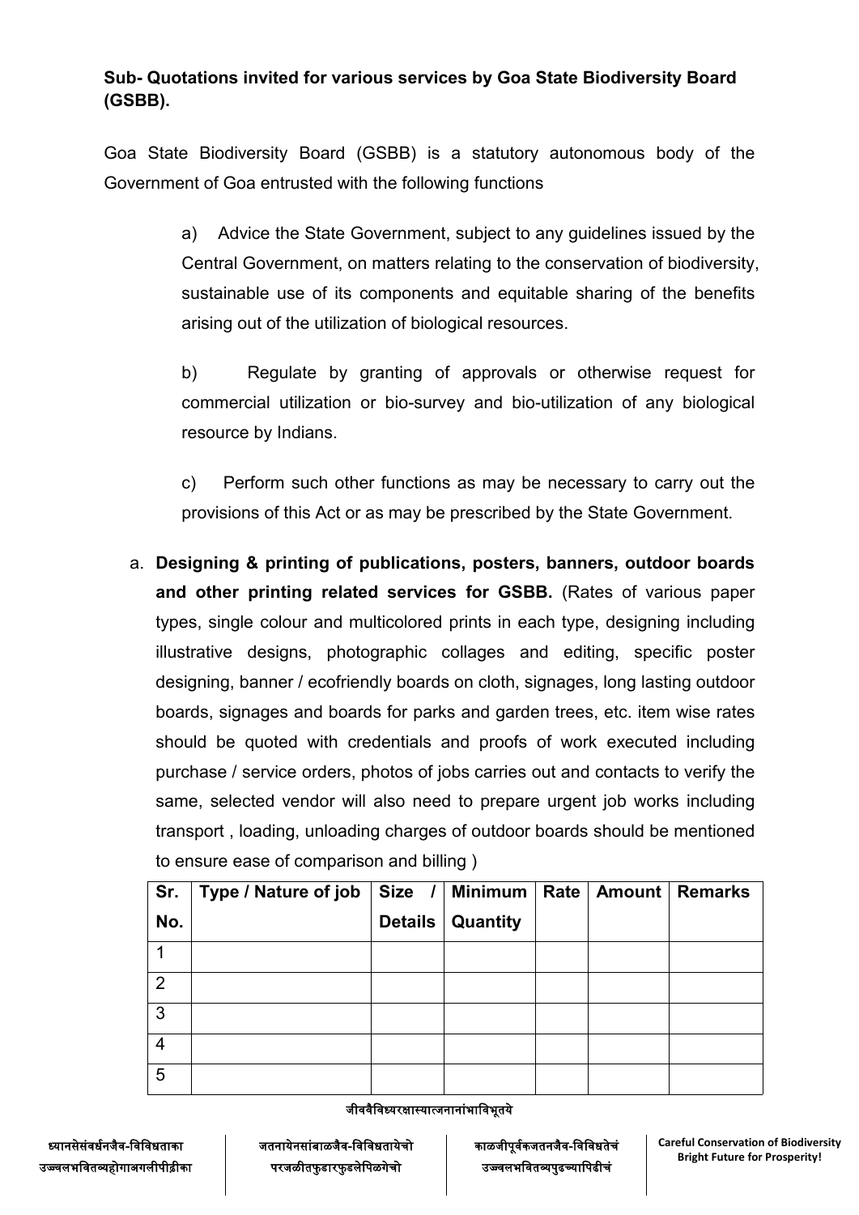**Sub- Quotations invited for various services by Goa State Biodiversity Board (GSBB).**

Goa State Biodiversity Board (GSBB) is a statutory autonomous body of the Government of Goa entrusted with the following functions

> a) Advice the State Government, subject to any guidelines issued by the Central Government, on matters relating to the conservation of biodiversity, sustainable use of its components and equitable sharing of the benefits arising out of the utilization of biological resources.
>
> b) Regulate by granting of approvals or otherwise request for commercial utilization or bio-survey and bio-utilization of any biological resource by Indians.
>
> c) Perform such other functions as may be necessary to carry out the provisions of this Act or as may be prescribed by the State Government.

a. **Designing & printing of publications, posters, banners, outdoor boards and other printing related services for GSBB.** (Rates of various paper types, single colour and multicolored prints in each type, designing including illustrative designs, photographic collages and editing, specific poster designing, banner / ecofriendly boards on cloth, signages, long lasting outdoor boards, signages and boards for parks and garden trees, etc. item wise rates should be quoted with credentials and proofs of work executed including purchase / service orders, photos of jobs carries out and contacts to verify the same, selected vendor will also need to prepare urgent job works including transport , loading, unloading charges of outdoor boards should be mentioned to ensure ease of comparison and billing )

| Sr. No. | Type / Nature of job | Size / Details | Minimum Quantity | Rate | Amount | Remarks |
|---|---|---|---|---|---|---|
| 1 | | | | | | |
| 2 | | | | | | |
| 3 | | | | | | |
| 4 | | | | | | |
| 5 | | | | | | |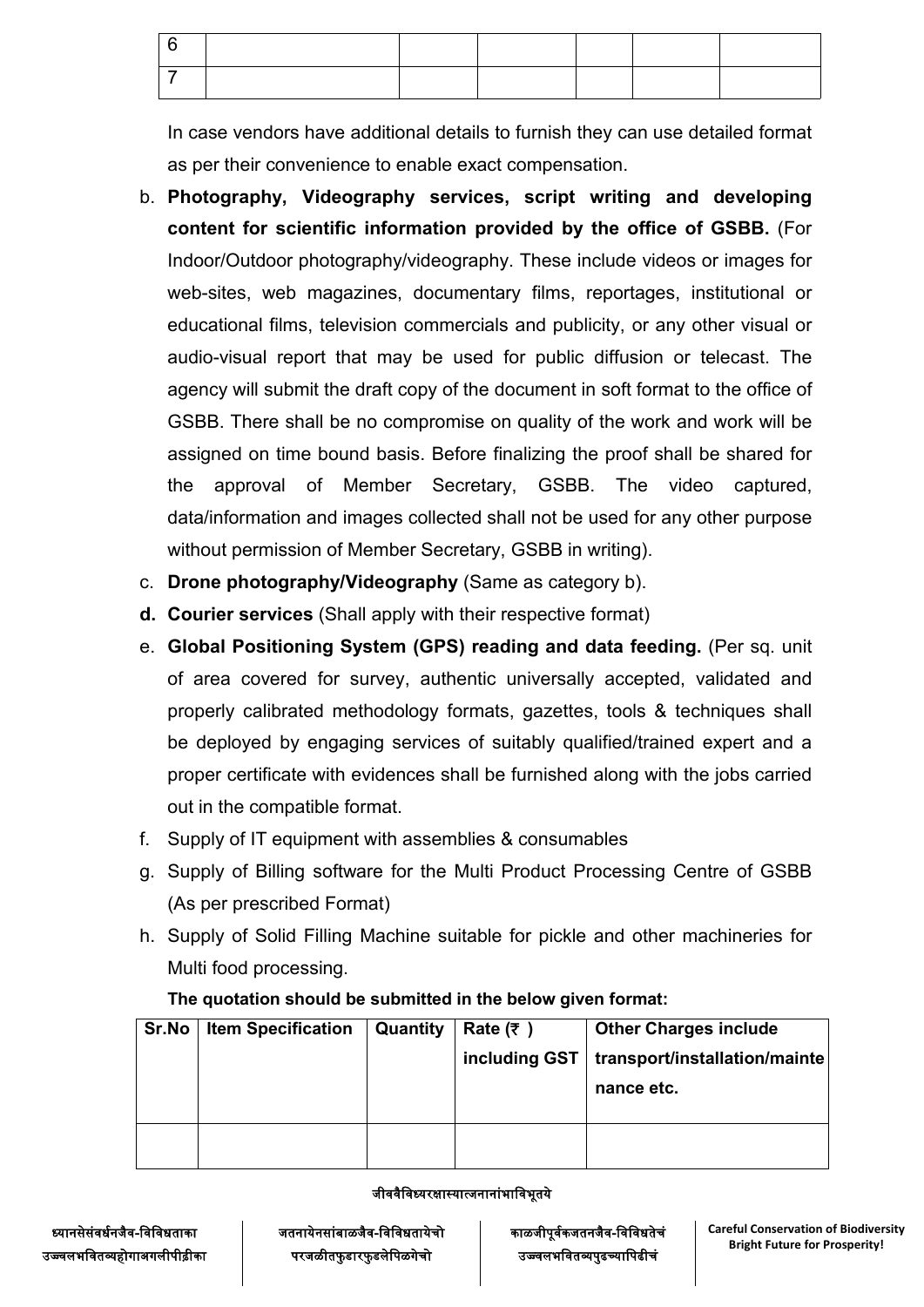| 6 | | | | | | |
|---|---|---|---|---|---|---|
| 7 | | | | | | |

In case vendors have additional details to furnish they can use detailed format as per their convenience to enable exact compensation.

b. **Photography, Videography services, script writing and developing content for scientific information provided by the office of GSBB.** (For Indoor/Outdoor photography/videography. These include videos or images for web-sites, web magazines, documentary films, reportages, institutional or educational films, television commercials and publicity, or any other visual or audio-visual report that may be used for public diffusion or telecast. The agency will submit the draft copy of the document in soft format to the office of GSBB. There shall be no compromise on quality of the work and work will be assigned on time bound basis. Before finalizing the proof shall be shared for the approval of Member Secretary, GSBB. The video captured, data/information and images collected shall not be used for any other purpose without permission of Member Secretary, GSBB in writing).

c. **Drone photography/Videography** (Same as category b).

**d. Courier services** (Shall apply with their respective format)

e. **Global Positioning System (GPS) reading and data feeding.** (Per sq. unit of area covered for survey, authentic universally accepted, validated and properly calibrated methodology formats, gazettes, tools & techniques shall be deployed by engaging services of suitably qualified/trained expert and a proper certificate with evidences shall be furnished along with the jobs carried out in the compatible format.

f. Supply of IT equipment with assemblies & consumables

g. Supply of Billing software for the Multi Product Processing Centre of GSBB (As per prescribed Format)

h. Supply of Solid Filling Machine suitable for pickle and other machineries for Multi food processing.

**The quotation should be submitted in the below given format:**

| Sr.No | Item Specification | Quantity | Rate (₹ ) including GST | Other Charges include transport/installation/maintenance etc. |
|---|---|---|---|---|
| | | | | |

जीववैविध्यरक्षास्यात्जनानांभाविभूतये

ध्यानसेसंवर्धनजैव-विविधताका उज्ज्वलभवितव्यहोगाअगलीपीढ़ीका

जतनायेनसांबाळजैव-विविधतायेचो परजळीतफुडारफुडलेपिळगेचो

काळजीपूर्वकजतनजैव-विविधतेचं उज्ज्वलभवितव्यपुढच्यापिढीचं

**Careful Conservation of Biodiversity Bright Future for Prosperity!**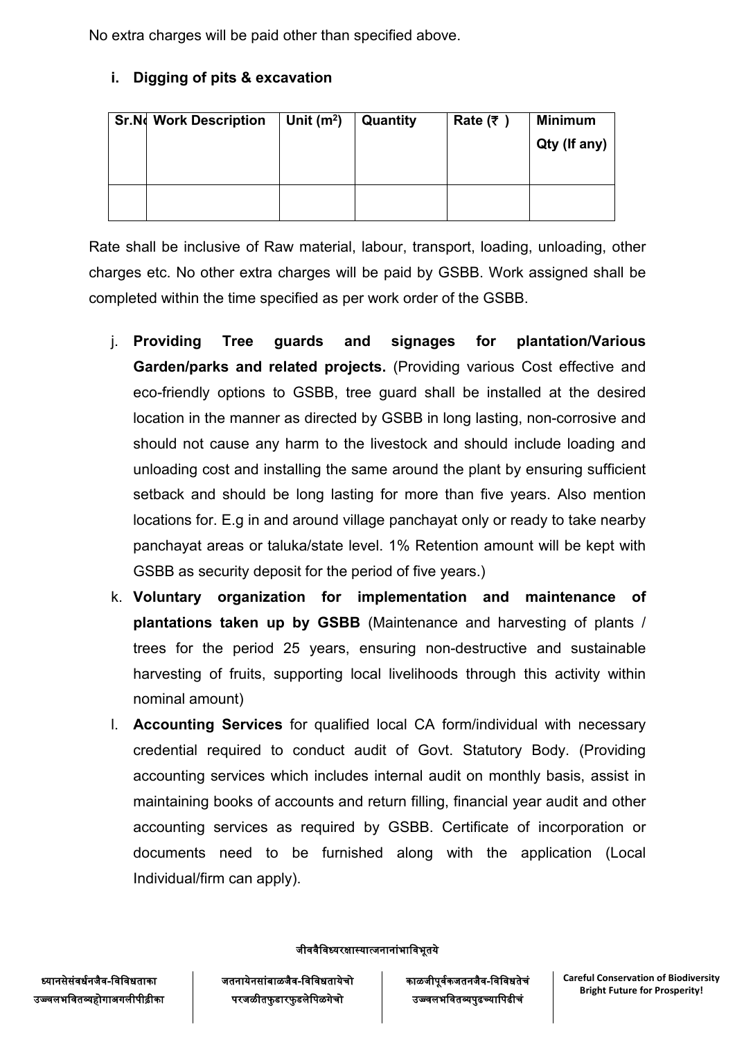No extra charges will be paid other than specified above.

**i. Digging of pits & excavation**

| Sr.No | Work Description | Unit ($m^2$) | Quantity | Rate (₹ ) | Minimum Qty (If any) |
|---|---|---|---|---|---|
| | | | | | |

Rate shall be inclusive of Raw material, labour, transport, loading, unloading, other charges etc. No other extra charges will be paid by GSBB. Work assigned shall be completed within the time specified as per work order of the GSBB.

j. **Providing Tree guards and signages for plantation/Various Garden/parks and related projects.** (Providing various Cost effective and eco-friendly options to GSBB, tree guard shall be installed at the desired location in the manner as directed by GSBB in long lasting, non-corrosive and should not cause any harm to the livestock and should include loading and unloading cost and installing the same around the plant by ensuring sufficient setback and should be long lasting for more than five years. Also mention locations for. E.g in and around village panchayat only or ready to take nearby panchayat areas or taluka/state level. 1% Retention amount will be kept with GSBB as security deposit for the period of five years.)

k. **Voluntary organization for implementation and maintenance of plantations taken up by GSBB** (Maintenance and harvesting of plants / trees for the period 25 years, ensuring non-destructive and sustainable harvesting of fruits, supporting local livelihoods through this activity within nominal amount)

l. **Accounting Services** for qualified local CA form/individual with necessary credential required to conduct audit of Govt. Statutory Body. (Providing accounting services which includes internal audit on monthly basis, assist in maintaining books of accounts and return filling, financial year audit and other accounting services as required by GSBB. Certificate of incorporation or documents need to be furnished along with the application (Local Individual/firm can apply).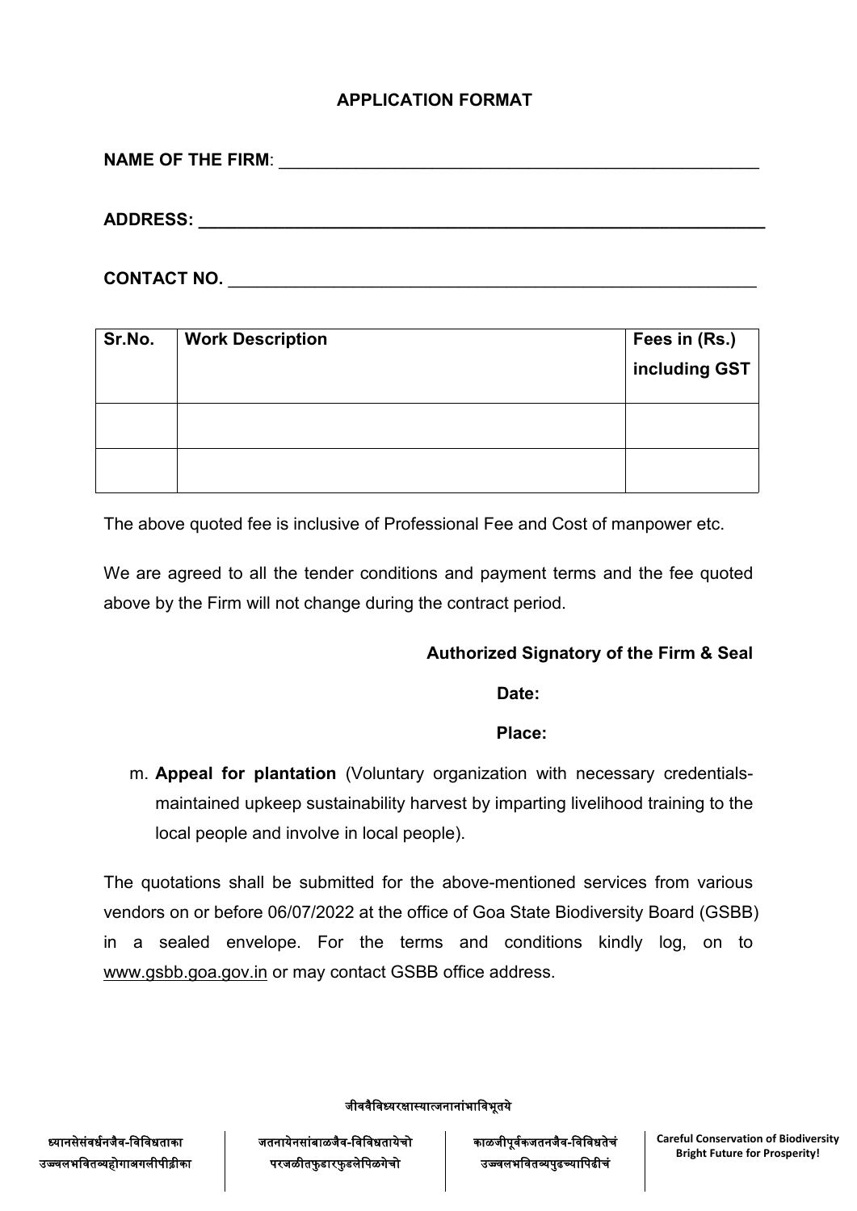## APPLICATION FORMAT

**NAME OF THE FIRM**: ____________________________________________________

**ADDRESS: ____________________________________________________________**

**CONTACT NO.** _________________________________________________________

| **Sr.No.** | **Work Description** | **Fees in (Rs.) including GST** |
|---|---|---|
| | | |
| | | |

The above quoted fee is inclusive of Professional Fee and Cost of manpower etc.

We are agreed to all the tender conditions and payment terms and the fee quoted above by the Firm will not change during the contract period.

**Authorized Signatory of the Firm & Seal**

**Date:**

**Place:**

m. **Appeal for plantation** (Voluntary organization with necessary credentials- maintained upkeep sustainability harvest by imparting livelihood training to the local people and involve in local people).

The quotations shall be submitted for the above-mentioned services from various vendors on or before 06/07/2022 at the office of Goa State Biodiversity Board (GSBB) in a sealed envelope. For the terms and conditions kindly log, on to www.gsbb.goa.gov.in or may contact GSBB office address.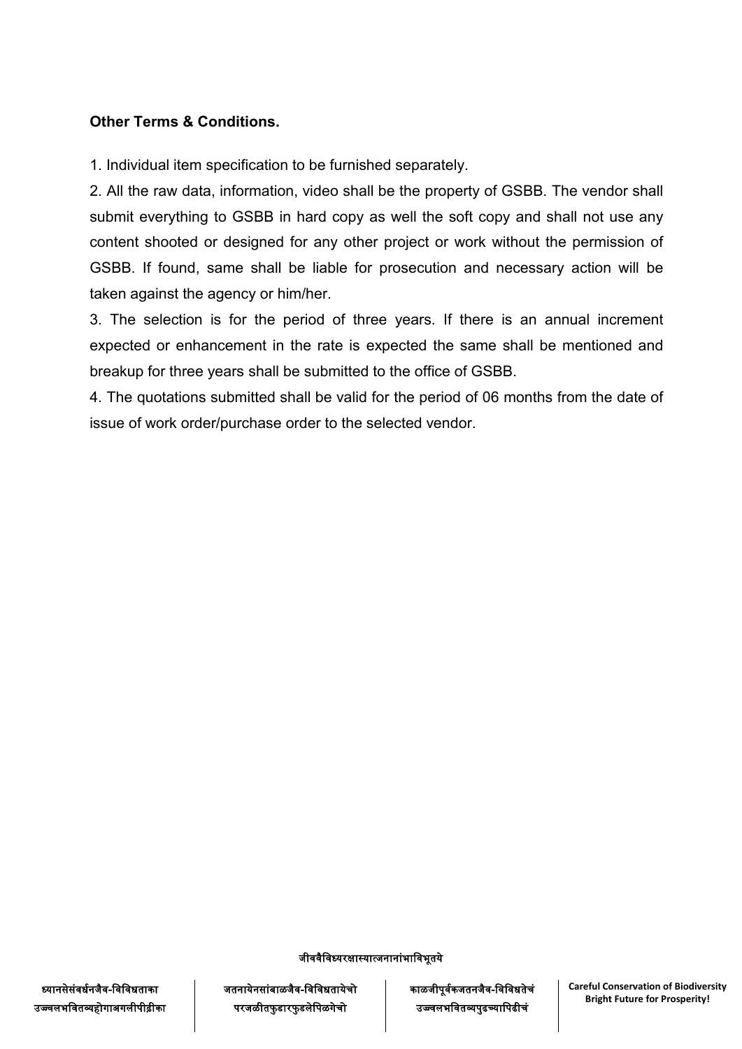**Other Terms & Conditions.**

1. Individual item specification to be furnished separately.
2. All the raw data, information, video shall be the property of GSBB. The vendor shall submit everything to GSBB in hard copy as well the soft copy and shall not use any content shooted or designed for any other project or work without the permission of GSBB. If found, same shall be liable for prosecution and necessary action will be taken against the agency or him/her.
3. The selection is for the period of three years. If there is an annual increment expected or enhancement in the rate is expected the same shall be mentioned and breakup for three years shall be submitted to the office of GSBB.
4. The quotations submitted shall be valid for the period of 06 months from the date of issue of work order/purchase order to the selected vendor.